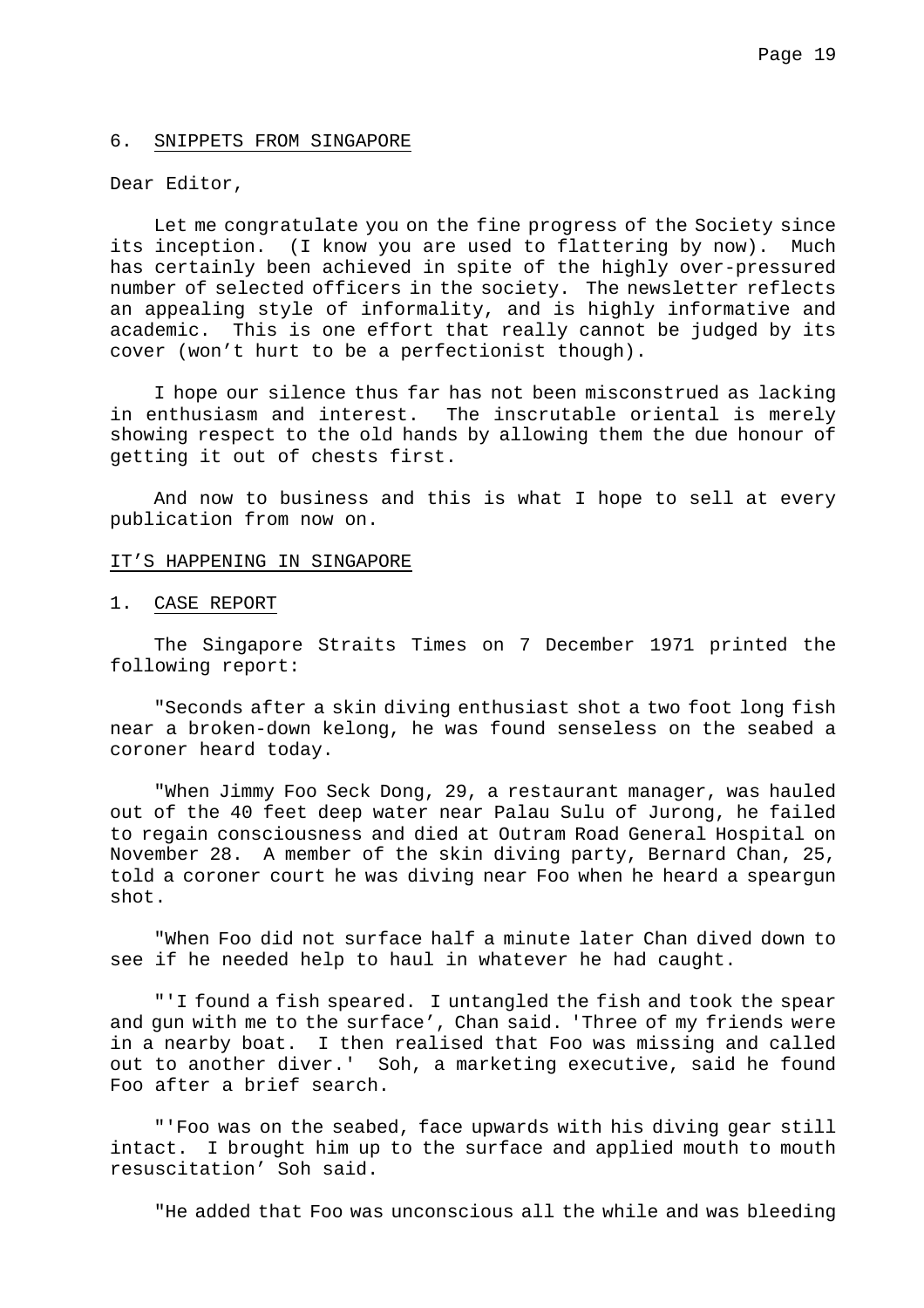## 6. SNIPPETS FROM SINGAPORE

Dear Editor,

Let me congratulate you on the fine progress of the Society since its inception. (I know you are used to flattering by now). Much has certainly been achieved in spite of the highly over-pressured number of selected officers in the society. The newsletter reflects an appealing style of informality, and is highly informative and academic. This is one effort that really cannot be judged by its cover (won't hurt to be a perfectionist though).

I hope our silence thus far has not been misconstrued as lacking in enthusiasm and interest. The inscrutable oriental is merely showing respect to the old hands by allowing them the due honour of getting it out of chests first.

And now to business and this is what I hope to sell at every publication from now on.

### IT'S HAPPENING IN SINGAPORE

#### 1. CASE REPORT

The Singapore Straits Times on 7 December 1971 printed the following report:

"Seconds after a skin diving enthusiast shot a two foot long fish near a broken-down kelong, he was found senseless on the seabed a coroner heard today.

"When Jimmy Foo Seck Dong, 29, a restaurant manager, was hauled out of the 40 feet deep water near Palau Sulu of Jurong, he failed to regain consciousness and died at Outram Road General Hospital on November 28. A member of the skin diving party, Bernard Chan, 25, told a coroner court he was diving near Foo when he heard a speargun shot.

"When Foo did not surface half a minute later Chan dived down to see if he needed help to haul in whatever he had caught.

"'I found a fish speared. I untangled the fish and took the spear and gun with me to the surface', Chan said. 'Three of my friends were in a nearby boat. I then realised that Foo was missing and called out to another diver.' Soh, a marketing executive, said he found Foo after a brief search.

"'Foo was on the seabed, face upwards with his diving gear still intact. I brought him up to the surface and applied mouth to mouth resuscitation' Soh said.

"He added that Foo was unconscious all the while and was bleeding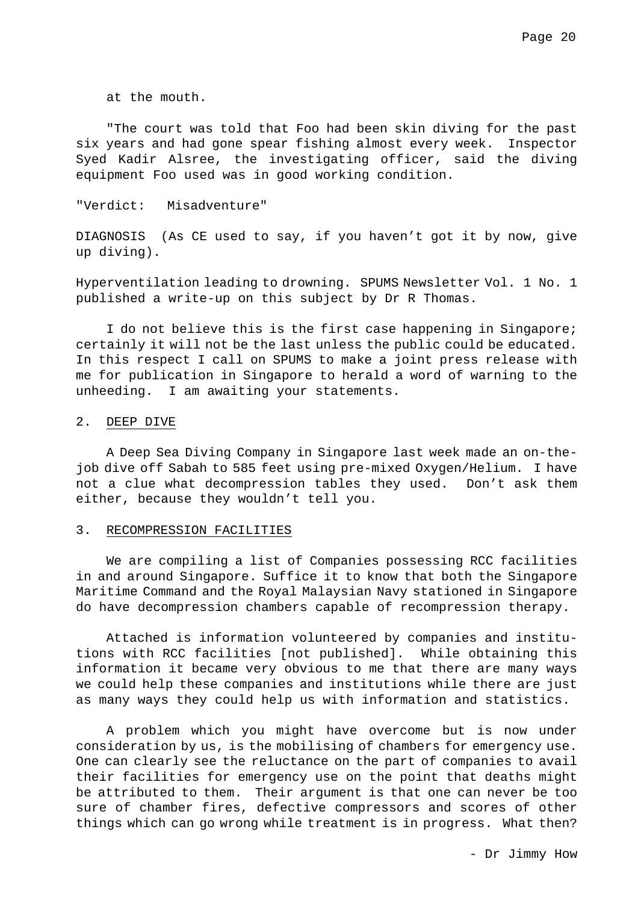at the mouth.

"The court was told that Foo had been skin diving for the past six years and had gone spear fishing almost every week. Inspector Syed Kadir Alsree, the investigating officer, said the diving equipment Foo used was in good working condition.

"Verdict: Misadventure"

DIAGNOSIS (As CE used to say, if you haven't got it by now, give up diving).

Hyperventilation leading to drowning. SPUMS Newsletter Vol. 1 No. 1 published a write-up on this subject by Dr R Thomas.

I do not believe this is the first case happening in Singapore; certainly it will not be the last unless the public could be educated. In this respect I call on SPUMS to make a joint press release with me for publication in Singapore to herald a word of warning to the unheeding. I am awaiting your statements.

## 2. DEEP DIVE

A Deep Sea Diving Company in Singapore last week made an on-the-job dive off Sabah to 585 feet using pre-mixed Oxygen/Helium. I have not a clue what decompression tables they used. Don't ask them either, because they wouldn't tell you.

## 3. RECOMPRESSION FACILITIES

We are compiling a list of Companies possessing RCC facilities in and around Singapore. Suffice it to know that both the Singapore Maritime Command and the Royal Malaysian Navy stationed in Singapore do have decompression chambers capable of recompression therapy.

Attached is information volunteered by companies and institutions with RCC facilities [not published]. While obtaining this information it became very obvious to me that there are many ways we could help these companies and institutions while there are just as many ways they could help us with information and statistics.

A problem which you might have overcome but is now under consideration by us, is the mobilising of chambers for emergency use. One can clearly see the reluctance on the part of companies to avail their facilities for emergency use on the point that deaths might be attributed to them. Their argument is that one can never be too sure of chamber fires, defective compressors and scores of other things which can go wrong while treatment is in progress. What then?

- Dr Jimmy How